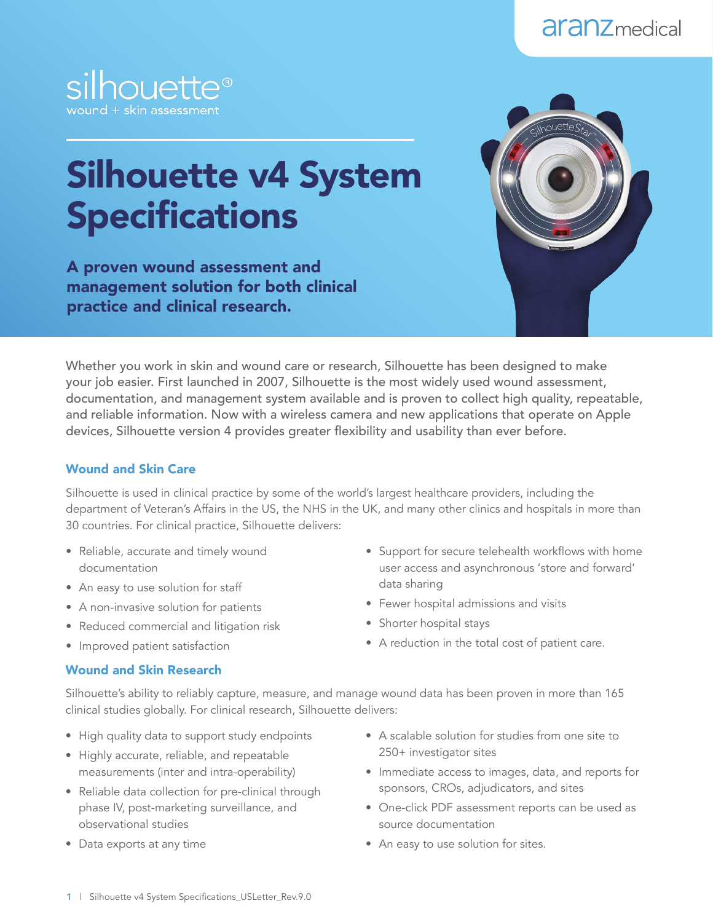aranzmedical

silhouette®
wound + skin assessment

# Silhouette v4 System Specifications

**A proven wound assessment and management solution for both clinical practice and clinical research.**

Whether you work in skin and wound care or research, Silhouette has been designed to make your job easier. First launched in 2007, Silhouette is the most widely used wound assessment, documentation, and management system available and is proven to collect high quality, repeatable, and reliable information. Now with a wireless camera and new applications that operate on Apple devices, Silhouette version 4 provides greater flexibility and usability than ever before.

## Wound and Skin Care

Silhouette is used in clinical practice by some of the world's largest healthcare providers, including the department of Veteran's Affairs in the US, the NHS in the UK, and many other clinics and hospitals in more than 30 countries. For clinical practice, Silhouette delivers:

- Reliable, accurate and timely wound documentation
- An easy to use solution for staff
- A non-invasive solution for patients
- Reduced commercial and litigation risk
- Improved patient satisfaction
- Support for secure telehealth workflows with home user access and asynchronous 'store and forward' data sharing
- Fewer hospital admissions and visits
- Shorter hospital stays
- A reduction in the total cost of patient care.

## Wound and Skin Research

Silhouette's ability to reliably capture, measure, and manage wound data has been proven in more than 165 clinical studies globally. For clinical research, Silhouette delivers:

- High quality data to support study endpoints
- Highly accurate, reliable, and repeatable measurements (inter and intra-operability)
- Reliable data collection for pre-clinical through phase IV, post-marketing surveillance, and observational studies
- Data exports at any time
- A scalable solution for studies from one site to 250+ investigator sites
- Immediate access to images, data, and reports for sponsors, CROs, adjudicators, and sites
- One-click PDF assessment reports can be used as source documentation
- An easy to use solution for sites.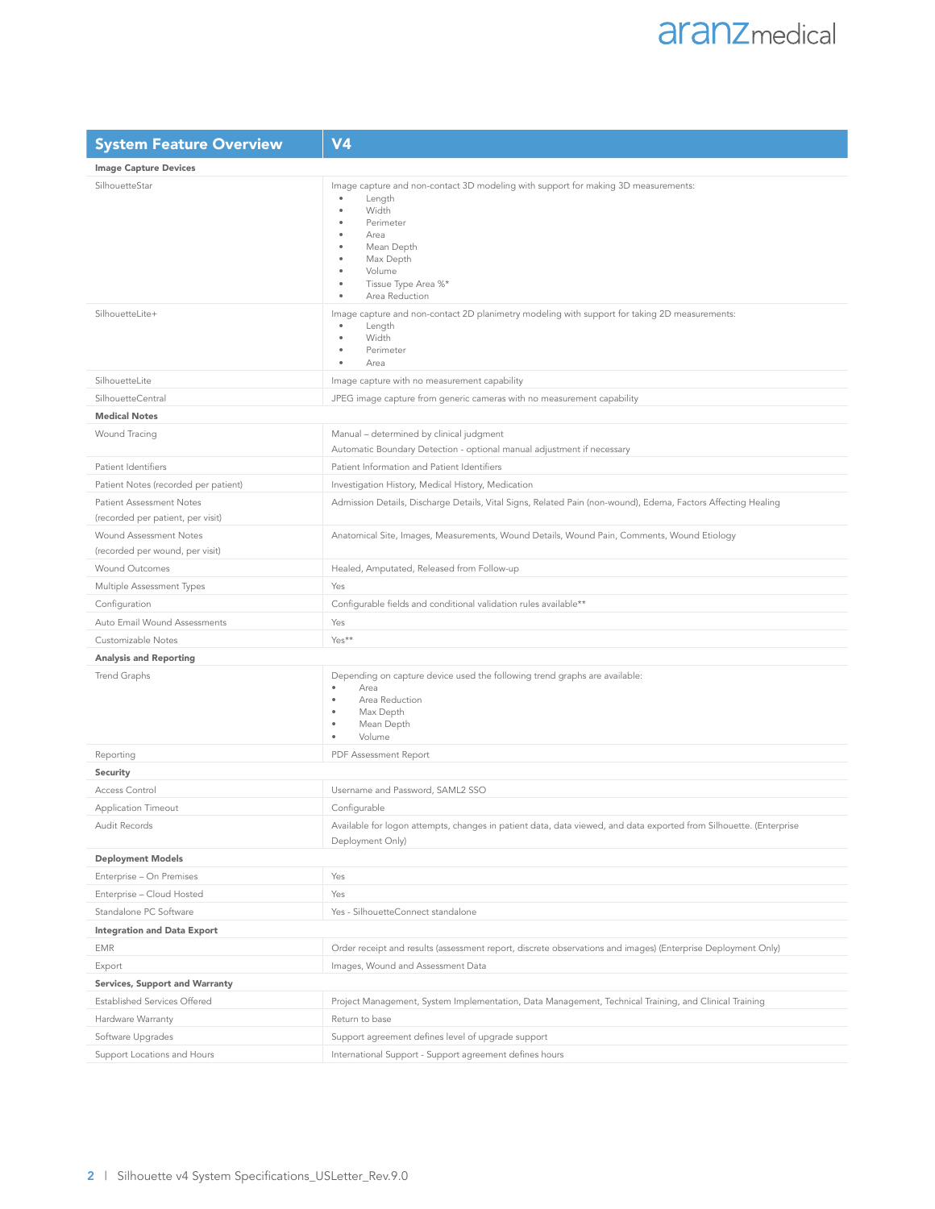| System Feature Overview | V4 |
| --- | --- |
| **Image Capture Devices** | |
| SilhouetteStar | Image capture and non-contact 3D modeling with support for making 3D measurements:<br>• Length<br>• Width<br>• Perimeter<br>• Area<br>• Mean Depth<br>• Max Depth<br>• Volume<br>• Tissue Type Area %*<br>• Area Reduction |
| SilhouetteLite+ | Image capture and non-contact 2D planimetry modeling with support for taking 2D measurements:<br>• Length<br>• Width<br>• Perimeter<br>• Area |
| SilhouetteLite | Image capture with no measurement capability |
| SilhouetteCentral | JPEG image capture from generic cameras with no measurement capability |
| **Medical Notes** | |
| Wound Tracing | Manual – determined by clinical judgment<br>Automatic Boundary Detection - optional manual adjustment if necessary |
| Patient Identifiers | Patient Information and Patient Identifiers |
| Patient Notes (recorded per patient) | Investigation History, Medical History, Medication |
| Patient Assessment Notes (recorded per patient, per visit) | Admission Details, Discharge Details, Vital Signs, Related Pain (non-wound), Edema, Factors Affecting Healing |
| Wound Assessment Notes (recorded per wound, per visit) | Anatomical Site, Images, Measurements, Wound Details, Wound Pain, Comments, Wound Etiology |
| Wound Outcomes | Healed, Amputated, Released from Follow-up |
| Multiple Assessment Types | Yes |
| Configuration | Configurable fields and conditional validation rules available** |
| Auto Email Wound Assessments | Yes |
| Customizable Notes | Yes** |
| **Analysis and Reporting** | |
| Trend Graphs | Depending on capture device used the following trend graphs are available:<br>• Area<br>• Area Reduction<br>• Max Depth<br>• Mean Depth<br>• Volume |
| Reporting | PDF Assessment Report |
| **Security** | |
| Access Control | Username and Password, SAML2 SSO |
| Application Timeout | Configurable |
| Audit Records | Available for logon attempts, changes in patient data, data viewed, and data exported from Silhouette. (Enterprise Deployment Only) |
| **Deployment Models** | |
| Enterprise – On Premises | Yes |
| Enterprise – Cloud Hosted | Yes |
| Standalone PC Software | Yes - SilhouetteConnect standalone |
| **Integration and Data Export** | |
| EMR | Order receipt and results (assessment report, discrete observations and images) (Enterprise Deployment Only) |
| Export | Images, Wound and Assessment Data |
| **Services, Support and Warranty** | |
| Established Services Offered | Project Management, System Implementation, Data Management, Technical Training, and Clinical Training |
| Hardware Warranty | Return to base |
| Software Upgrades | Support agreement defines level of upgrade support |
| Support Locations and Hours | International Support - Support agreement defines hours |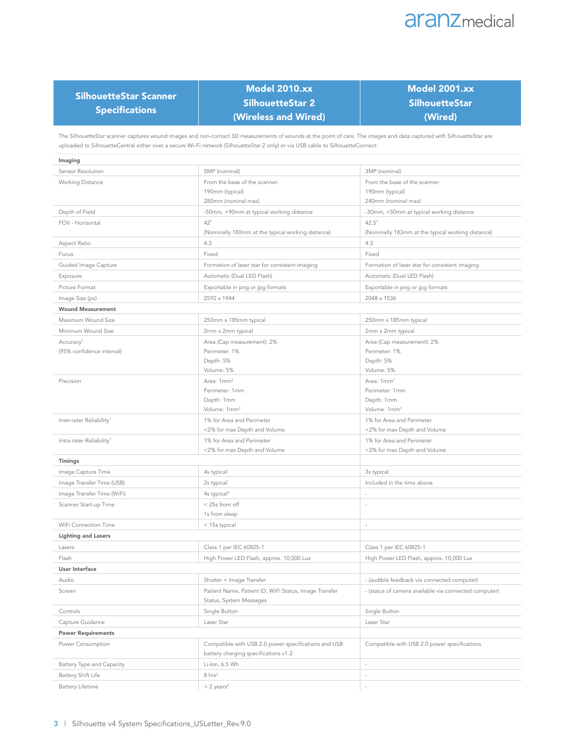| SilhouetteStar Scanner Specifications | Model 2010.xx SilhouetteStar 2 (Wireless and Wired) | Model 2001.xx SilhouetteStar (Wired) |
|---|---|---|

The SilhouetteStar scanner captures wound images and non-contact 3D measurements of wounds at the point of care. The images and data captured with SilhouetteStar are uploaded to SilhouetteCentral either over a secure Wi-Fi network (SilhouetteStar 2 only) or via USB cable to SilhouetteConnect.

| | Model 2010.xx SilhouetteStar 2 (Wireless and Wired) | Model 2001.xx SilhouetteStar (Wired) |
|---|---|---|
| **Imaging** | | |
| Sensor Resolution | 5MP (nominal) | 3MP (nominal) |
| Working Distance | From the base of the scanner:<br>190mm (typical)<br>280mm (nominal max) | From the base of the scanner:<br>190mm (typical)<br>240mm (nominal max) |
| Depth of Field | -50mm, +90mm at typical working distance | -30mm, +50mm at typical working distance |
| FOV - Horizontal | 42°<br>(Nominally 180mm at the typical working distance) | 42.5°<br>(Nominally 183mm at the typical working distance) |
| Aspect Ratio | 4:3 | 4:3 |
| Focus | Fixed | Fixed |
| Guided Image Capture | Formation of laser star for consistent imaging | Formation of laser star for consistent imaging |
| Exposure | Automatic (Dual LED Flash) | Automatic (Dual LED Flash) |
| Picture Format | Exportable in png or jpg formats | Exportable in png or jpg formats |
| Image Size (px) | 2592 x 1944 | 2048 x 1536 |
| **Wound Measurement** | | |
| Maximum Wound Size | 250mm x 185mm typical | 250mm x 185mm typical |
| Minimum Wound Size | 2mm x 2mm typical | 2mm x 2mm typical |
| Accuracy[1]<br>(95% confidence interval) | Area (Cap measurement): 2%<br>Perimeter: 1%<br>Depth: 5%<br>Volume: 5% | Area (Cap measurement): 2%<br>Perimeter: 1%<br>Depth: 5%<br>Volume: 5% |
| Precision | Area: 1mm$^2$<br>Perimeter: 1mm<br>Depth: 1mm<br>Volume: 1mm$^3$ | Area: 1mm$^2$<br>Perimeter: 1mm<br>Depth: 1mm<br>Volume: 1mm$^3$ |
| Inter-rater Reliability[1] | 1% for Area and Perimeter<br><2% for max Depth and Volume | 1% for Area and Perimeter<br><2% for max Depth and Volume |
| Intra-rater Reliability[1] | 1% for Area and Perimeter<br><2% for max Depth and Volume | 1% for Area and Perimeter<br><2% for max Depth and Volume |
| **Timings** | | |
| Image Capture Time | 4s typical | 3s typical |
| Image Transfer Time (USB) | 2s typical | Included in the time above |
| Image Transfer Time (WiFi) | 4s typical[2] | - |
| Scanner Start-up Time | < 25s from off<br>1s from sleep | - |
| WiFi Connection Time | < 15s typical | - |
| **Lighting and Lasers** | | |
| Lasers | Class 1 per IEC 60825-1 | Class 1 per IEC 60825-1 |
| Flash | High Power LED Flash, approx. 10,000 Lux | High Power LED Flash, approx. 10,000 Lux |
| **User Interface** | | |
| Audio | Shutter + Image Transfer | - (audible feedback via connected computer) |
| Screen | Patient Name, Patient ID, WiFi Status, Image Transfer Status, System Messages | - (status of camera available via connected computer) |
| Controls | Single Button | Single Button |
| Capture Guidance | Laser Star | Laser Star |
| **Power Requirements** | | |
| Power Consumption | Compatible with USB 2.0 power specifications and USB battery charging specifications v1.2 | Compatible with USB 2.0 power specifications |
| Battery Type and Capacity | Li-Ion, 6.5 Wh | - |
| Battery Shift Life | 8 hrs[3] | - |
| Battery Lifetime | > 2 years[4] | - |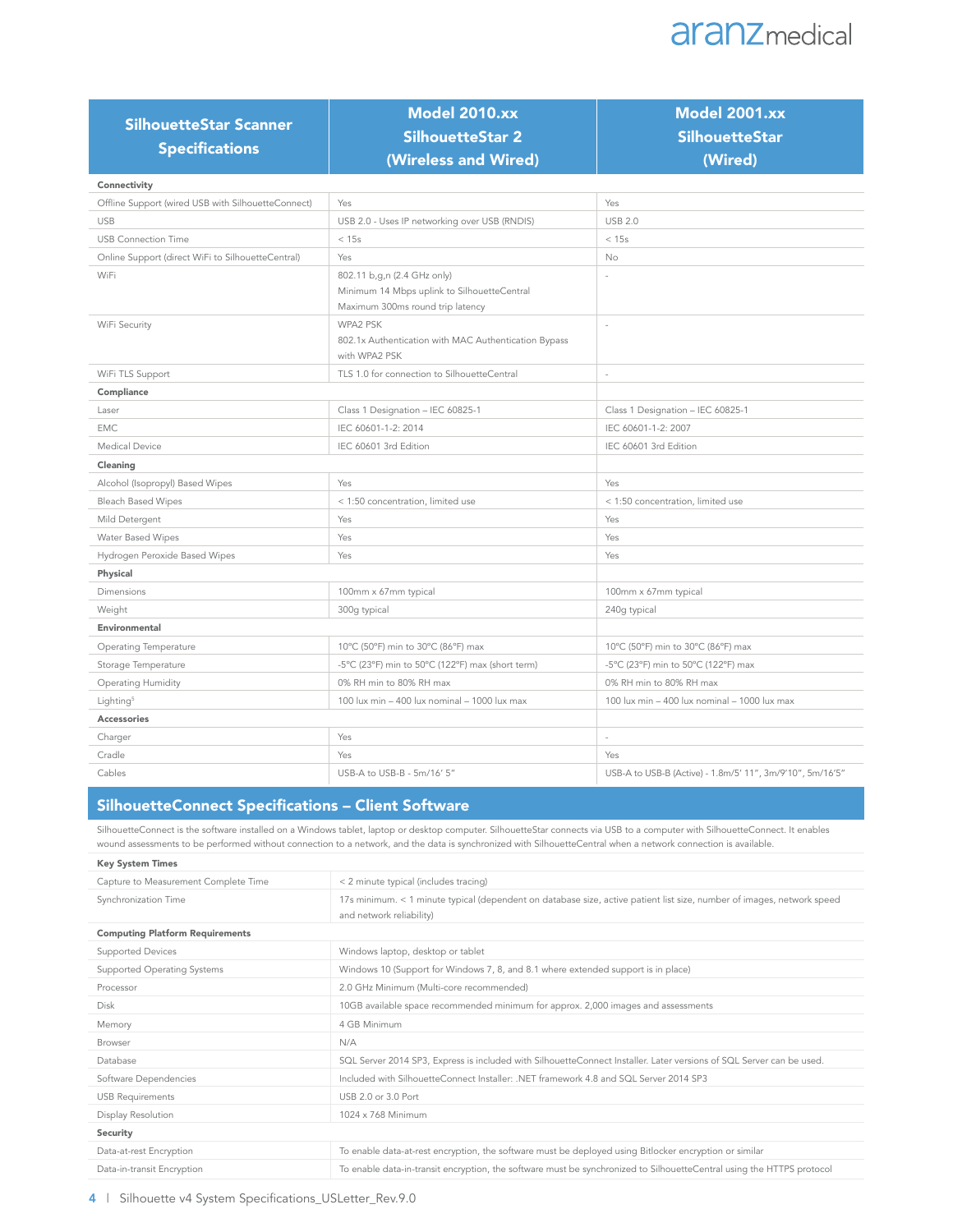| SilhouetteStar Scanner Specifications | Model 2010.xx SilhouetteStar 2 (Wireless and Wired) | Model 2001.xx SilhouetteStar (Wired) |
|---|---|---|
| **Connectivity** | | |
| Offline Support (wired USB with SilhouetteConnect) | Yes | Yes |
| USB | USB 2.0 - Uses IP networking over USB (RNDIS) | USB 2.0 |
| USB Connection Time | < 15s | < 15s |
| Online Support (direct WiFi to SilhouetteCentral) | Yes | No |
| WiFi | 802.11 b,g,n (2.4 GHz only)<br>Minimum 14 Mbps uplink to SilhouetteCentral<br>Maximum 300ms round trip latency | - |
| WiFi Security | WPA2 PSK<br>802.1x Authentication with MAC Authentication Bypass with WPA2 PSK | - |
| WiFi TLS Support | TLS 1.0 for connection to SilhouetteCentral | - |
| **Compliance** | | |
| Laser | Class 1 Designation – IEC 60825-1 | Class 1 Designation – IEC 60825-1 |
| EMC | IEC 60601-1-2: 2014 | IEC 60601-1-2: 2007 |
| Medical Device | IEC 60601 3rd Edition | IEC 60601 3rd Edition |
| **Cleaning** | | |
| Alcohol (Isopropyl) Based Wipes | Yes | Yes |
| Bleach Based Wipes | < 1:50 concentration, limited use | < 1:50 concentration, limited use |
| Mild Detergent | Yes | Yes |
| Water Based Wipes | Yes | Yes |
| Hydrogen Peroxide Based Wipes | Yes | Yes |
| **Physical** | | |
| Dimensions | 100mm x 67mm typical | 100mm x 67mm typical |
| Weight | 300g typical | 240g typical |
| **Environmental** | | |
| Operating Temperature | 10°C (50°F) min to 30°C (86°F) max | 10°C (50°F) min to 30°C (86°F) max |
| Storage Temperature | -5°C (23°F) min to 50°C (122°F) max (short term) | -5°C (23°F) min to 50°C (122°F) max |
| Operating Humidity | 0% RH min to 80% RH max | 0% RH min to 80% RH max |
| Lighting[5] | 100 lux min – 400 lux nominal – 1000 lux max | 100 lux min – 400 lux nominal – 1000 lux max |
| **Accessories** | | |
| Charger | Yes | - |
| Cradle | Yes | Yes |
| Cables | USB-A to USB-B - 5m/16' 5" | USB-A to USB-B (Active) - 1.8m/5' 11", 3m/9'10", 5m/16'5" |

## SilhouetteConnect Specifications – Client Software

SilhouetteConnect is the software installed on a Windows tablet, laptop or desktop computer. SilhouetteStar connects via USB to a computer with SilhouetteConnect. It enables wound assessments to be performed without connection to a network, and the data is synchronized with SilhouetteCentral when a network connection is available.

| | |
|---|---|
| **Key System Times** | |
| Capture to Measurement Complete Time | < 2 minute typical (includes tracing) |
| Synchronization Time | 17s minimum. < 1 minute typical (dependent on database size, active patient list size, number of images, network speed and network reliability) |
| **Computing Platform Requirements** | |
| Supported Devices | Windows laptop, desktop or tablet |
| Supported Operating Systems | Windows 10 (Support for Windows 7, 8, and 8.1 where extended support is in place) |
| Processor | 2.0 GHz Minimum (Multi-core recommended) |
| Disk | 10GB available space recommended minimum for approx. 2,000 images and assessments |
| Memory | 4 GB Minimum |
| Browser | N/A |
| Database | SQL Server 2014 SP3, Express is included with SilhouetteConnect Installer. Later versions of SQL Server can be used. |
| Software Dependencies | Included with SilhouetteConnect Installer: .NET framework 4.8 and SQL Server 2014 SP3 |
| USB Requirements | USB 2.0 or 3.0 Port |
| Display Resolution | 1024 x 768 Minimum |
| **Security** | |
| Data-at-rest Encryption | To enable data-at-rest encryption, the software must be deployed using Bitlocker encryption or similar |
| Data-in-transit Encryption | To enable data-in-transit encryption, the software must be synchronized to SilhouetteCentral using the HTTPS protocol |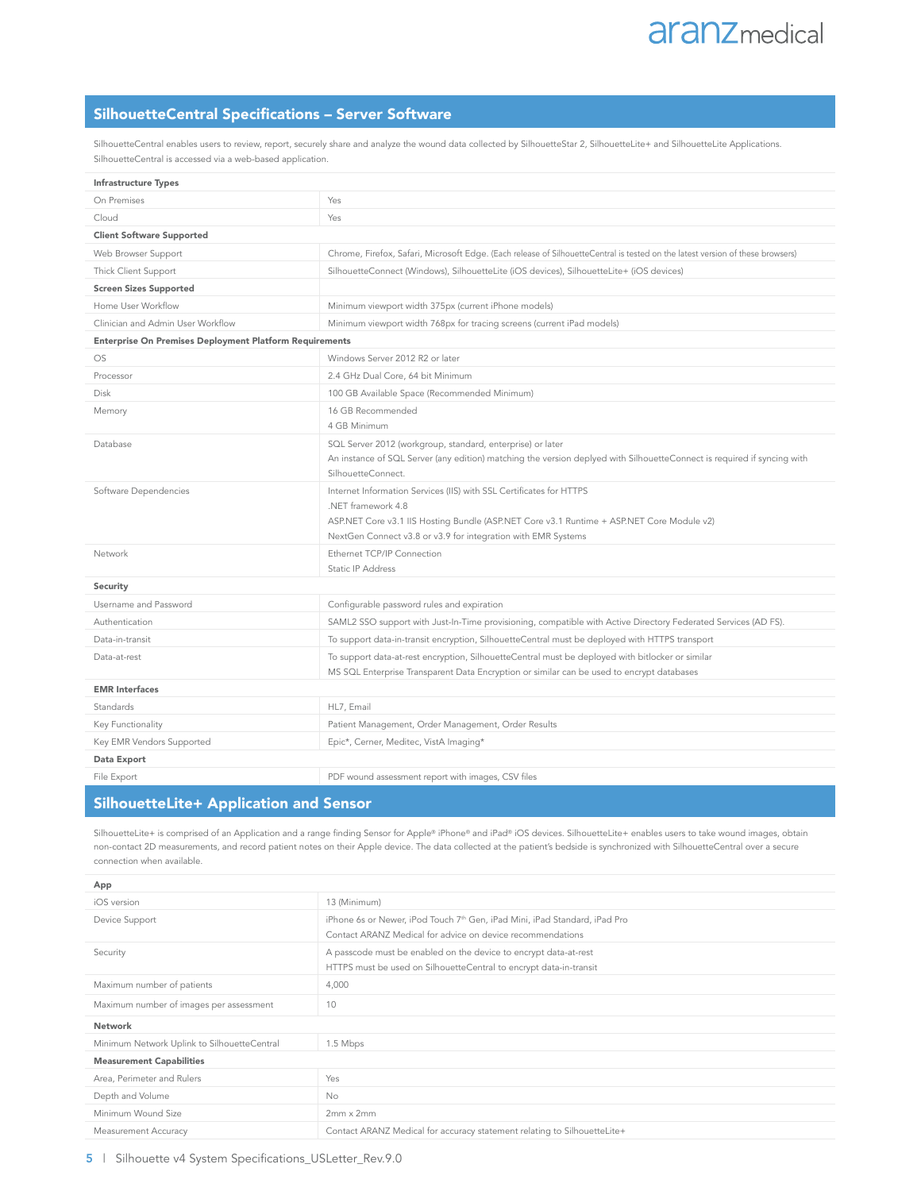## SilhouetteCentral Specifications – Server Software

SilhouetteCentral enables users to review, report, securely share and analyze the wound data collected by SilhouetteStar 2, SilhouetteLite+ and SilhouetteLite Applications. SilhouetteCentral is accessed via a web-based application.

| | |
|---|---|
| **Infrastructure Types** | |
| On Premises | Yes |
| Cloud | Yes |
| **Client Software Supported** | |
| Web Browser Support | Chrome, Firefox, Safari, Microsoft Edge. (Each release of SilhouetteCentral is tested on the latest version of these browsers) |
| Thick Client Support | SilhouetteConnect (Windows), SilhouetteLite (iOS devices), SilhouetteLite+ (iOS devices) |
| **Screen Sizes Supported** | |
| Home User Workflow | Minimum viewport width 375px (current iPhone models) |
| Clinician and Admin User Workflow | Minimum viewport width 768px for tracing screens (current iPad models) |
| **Enterprise On Premises Deployment Platform Requirements** | |
| OS | Windows Server 2012 R2 or later |
| Processor | 2.4 GHz Dual Core, 64 bit Minimum |
| Disk | 100 GB Available Space (Recommended Minimum) |
| Memory | 16 GB Recommended<br>4 GB Minimum |
| Database | SQL Server 2012 (workgroup, standard, enterprise) or later<br>An instance of SQL Server (any edition) matching the version deplyed with SilhouetteConnect is required if syncing with SilhouetteConnect. |
| Software Dependencies | Internet Information Services (IIS) with SSL Certificates for HTTPS<br>.NET framework 4.8<br>ASP.NET Core v3.1 IIS Hosting Bundle (ASP.NET Core v3.1 Runtime + ASP.NET Core Module v2)<br>NextGen Connect v3.8 or v3.9 for integration with EMR Systems |
| Network | Ethernet TCP/IP Connection<br>Static IP Address |
| **Security** | |
| Username and Password | Configurable password rules and expiration |
| Authentication | SAML2 SSO support with Just-In-Time provisioning, compatible with Active Directory Federated Services (AD FS). |
| Data-in-transit | To support data-in-transit encryption, SilhouetteCentral must be deployed with HTTPS transport |
| Data-at-rest | To support data-at-rest encryption, SilhouetteCentral must be deployed with bitlocker or similar<br>MS SQL Enterprise Transparent Data Encryption or similar can be used to encrypt databases |
| **EMR Interfaces** | |
| Standards | HL7, Email |
| Key Functionality | Patient Management, Order Management, Order Results |
| Key EMR Vendors Supported | Epic*, Cerner, Meditec, VistA Imaging* |
| **Data Export** | |
| File Export | PDF wound assessment report with images, CSV files |

## SilhouetteLite+ Application and Sensor

SilhouetteLite+ is comprised of an Application and a range finding Sensor for Apple® iPhone® and iPad® iOS devices. SilhouetteLite+ enables users to take wound images, obtain non-contact 2D measurements, and record patient notes on their Apple device. The data collected at the patient's bedside is synchronized with SilhouetteCentral over a secure connection when available.

| | |
|---|---|
| **App** | |
| iOS version | 13 (Minimum) |
| Device Support | iPhone 6s or Newer, iPod Touch 7th Gen, iPad Mini, iPad Standard, iPad Pro<br>Contact ARANZ Medical for advice on device recommendations |
| Security | A passcode must be enabled on the device to encrypt data-at-rest<br>HTTPS must be used on SilhouetteCentral to encrypt data-in-transit |
| Maximum number of patients | 4,000 |
| Maximum number of images per assessment | 10 |
| **Network** | |
| Minimum Network Uplink to SilhouetteCentral | 1.5 Mbps |
| **Measurement Capabilities** | |
| Area, Perimeter and Rulers | Yes |
| Depth and Volume | No |
| Minimum Wound Size | 2mm x 2mm |
| Measurement Accuracy | Contact ARANZ Medical for accuracy statement relating to SilhouetteLite+ |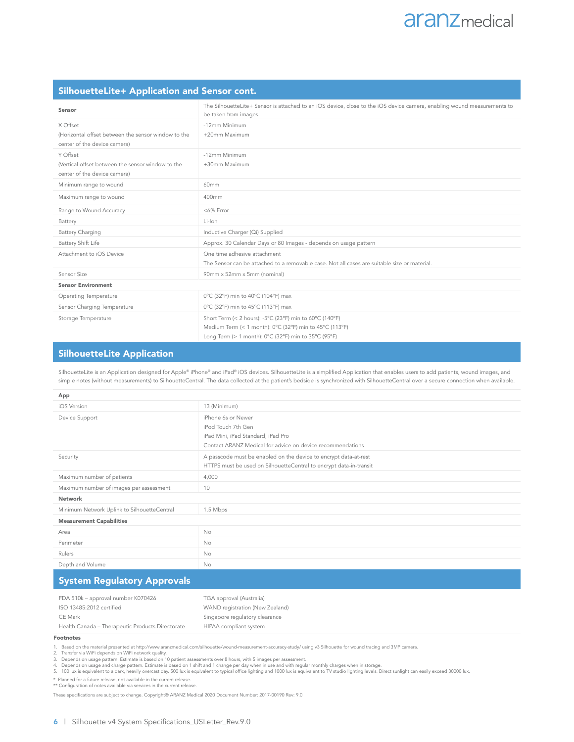## SilhouetteLite+ Application and Sensor cont.

| | |
|---|---|
| **Sensor** | The SilhouetteLite+ Sensor is attached to an iOS device, close to the iOS device camera, enabling wound measurements to be taken from images. |
| X Offset<br>(Horizontal offset between the sensor window to the center of the device camera) | -12mm Minimum<br>+20mm Maximum |
| Y Offset<br>(Vertical offset between the sensor window to the center of the device camera) | -12mm Minimum<br>+30mm Maximum |
| Minimum range to wound | 60mm |
| Maximum range to wound | 400mm |
| Range to Wound Accuracy | <6% Error |
| Battery | Li-Ion |
| Battery Charging | Inductive Charger (Qi) Supplied |
| Battery Shift Life | Approx. 30 Calendar Days or 80 Images - depends on usage pattern |
| Attachment to iOS Device | One time adhesive attachment<br>The Sensor can be attached to a removable case. Not all cases are suitable size or material. |
| Sensor Size | 90mm x 52mm x 5mm (nominal) |
| **Sensor Environment** | |
| Operating Temperature | 0°C (32°F) min to 40°C (104°F) max |
| Sensor Charging Temperature | 0°C (32°F) min to 45°C (113°F) max |
| Storage Temperature | Short Term (< 2 hours): -5°C (23°F) min to 60°C (140°F)<br>Medium Term (< 1 month): 0°C (32°F) min to 45°C (113°F)<br>Long Term (> 1 month): 0°C (32°F) min to 35°C (95°F) |

## SilhouetteLite Application

SilhouetteLite is an Application designed for Apple® iPhone® and iPad® iOS devices. SilhouetteLite is a simplified Application that enables users to add patients, wound images, and simple notes (without measurements) to SilhouetteCentral. The data collected at the patient's bedside is synchronized with SilhouetteCentral over a secure connection when available.

| | |
|---|---|
| **App** | |
| iOS Version | 13 (Minimum) |
| Device Support | iPhone 6s or Newer<br>iPod Touch 7th Gen<br>iPad Mini, iPad Standard, iPad Pro<br>Contact ARANZ Medical for advice on device recommendations |
| Security | A passcode must be enabled on the device to encrypt data-at-rest<br>HTTPS must be used on SilhouetteCentral to encrypt data-in-transit |
| Maximum number of patients | 4,000 |
| Maximum number of images per assessment | 10 |
| **Network** | |
| Minimum Network Uplink to SilhouetteCentral | 1.5 Mbps |
| **Measurement Capabilities** | |
| Area | No |
| Perimeter | No |
| Rulers | No |
| Depth and Volume | No |

## System Regulatory Approvals

| | |
|---|---|
| FDA 510k – approval number K070426 | TGA approval (Australia) |
| ISO 13485:2012 certified | WAND registration (New Zealand) |
| CE Mark | Singapore regulatory clearance |
| Health Canada – Therapeutic Products Directorate | HIPAA compliant system |

**Footnotes**

1. Based on the material presented at http://www.aranzmedical.com/silhouette/wound-measurement-accuracy-study/ using v3 Silhouette for wound tracing and 3MP camera.
2. Transfer via WiFi depends on WiFi network quality.
3. Depends on usage pattern. Estimate is based on 10 patient assessments over 8 hours, with 5 images per assessment.
4. Depends on usage and charge pattern. Estimate is based on 1 shift and 1 change per day when in use and with regular monthly charges when in storage.
5. 100 lux is equivalent to a dark, heavily overcast day. 500 lux is equivalent to typical office lighting and 1000 lux is equivalent to TV studio lighting levels. Direct sunlight can easily exceed 30000 lux.

\* Planned for a future release, not available in the current release.
\*\* Configuration of notes available via services in the current release.

These specifications are subject to change. Copyright® ARANZ Medical 2020 Document Number: 2017-00190 Rev: 9.0